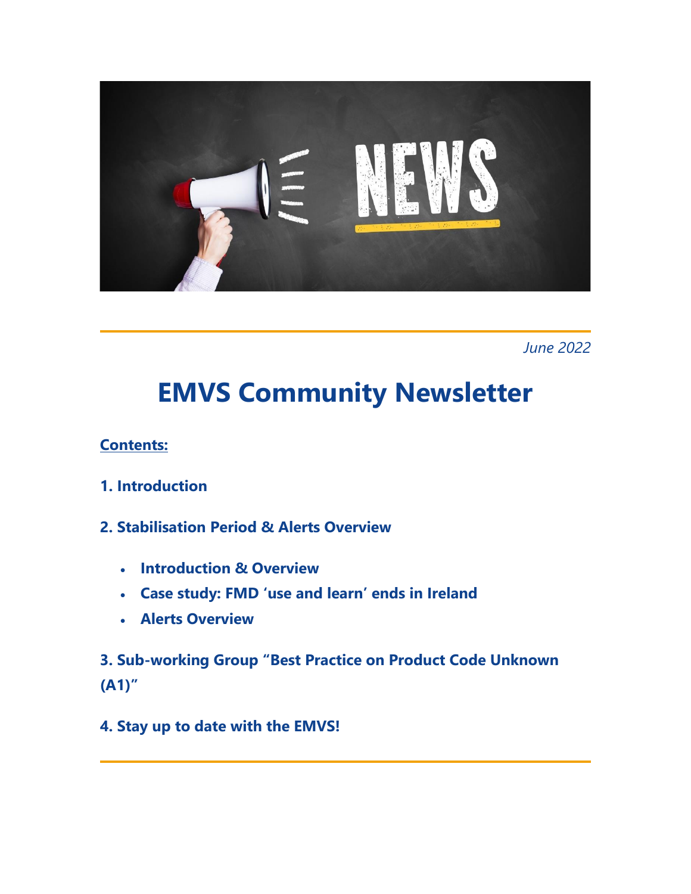*June 2022*

# EMVS Community Newsletter

**Contents:**

**1. Introduction**

**2. Stabilisation Period & Alerts Overview**

- **Introduction & Overview**
- **Case study: FMD 'use and learn' ends in Ireland**
- **Alerts Overview**

**3. Sub-working Group "Best Practice on Product Code Unknown (A1)"**

**4. Stay up to date with the EMVS!**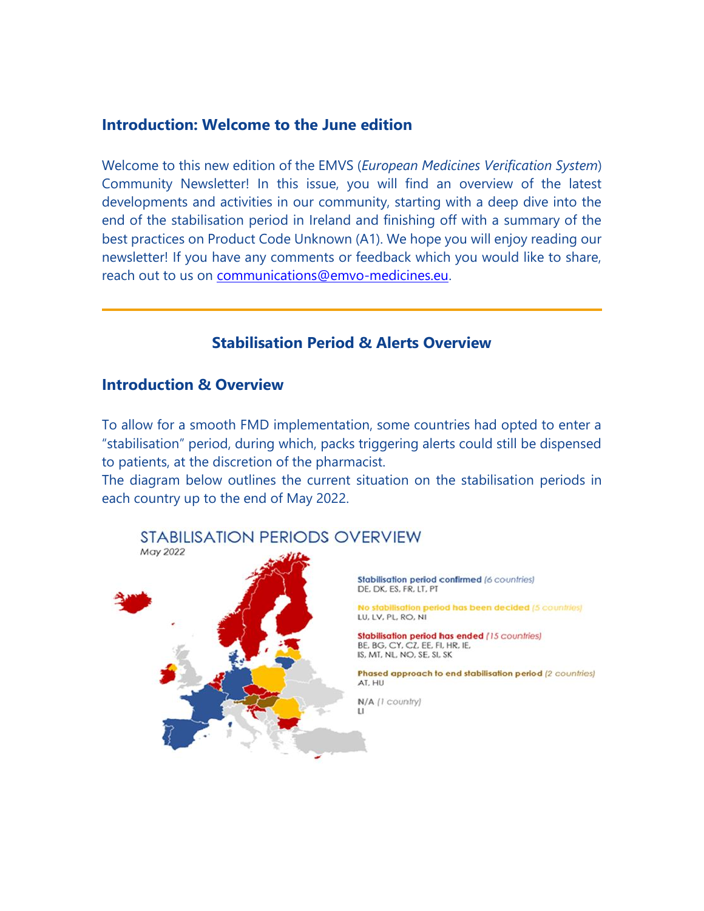## Introduction: Welcome to the June edition

Welcome to this new edition of the EMVS (*European Medicines Verification System*) Community Newsletter! In this issue, you will find an overview of the latest developments and activities in our community, starting with a deep dive into the end of the stabilisation period in Ireland and finishing off with a summary of the best practices on Product Code Unknown (A1). We hope you will enjoy reading our newsletter! If you have any comments or feedback which you would like to share, reach out to us on communications@emvo-medicines.eu.

---

# Stabilisation Period & Alerts Overview

## Introduction & Overview

To allow for a smooth FMD implementation, some countries had opted to enter a "stabilisation" period, during which, packs triggering alerts could still be dispensed to patients, at the discretion of the pharmacist.

The diagram below outlines the current situation on the stabilisation periods in each country up to the end of May 2022.

STABILISATION PERIODS OVERVIEW

May 2022

**Stabilisation period confirmed** *(6 countries)*
DE, DK, ES, FR, LT, PT

**No stabilisation period has been decided** *(5 countries)*
LU, LV, PL, RO, NI

**Stabilisation period has ended** *(15 countries)*
BE, BG, CY, CZ, EE, FI, HR, IE, IS, MT, NL, NO, SE, SI, SK

**Phased approach to end stabilisation period** *(2 countries)*
AT, HU

**N/A** *(1 country)*
LI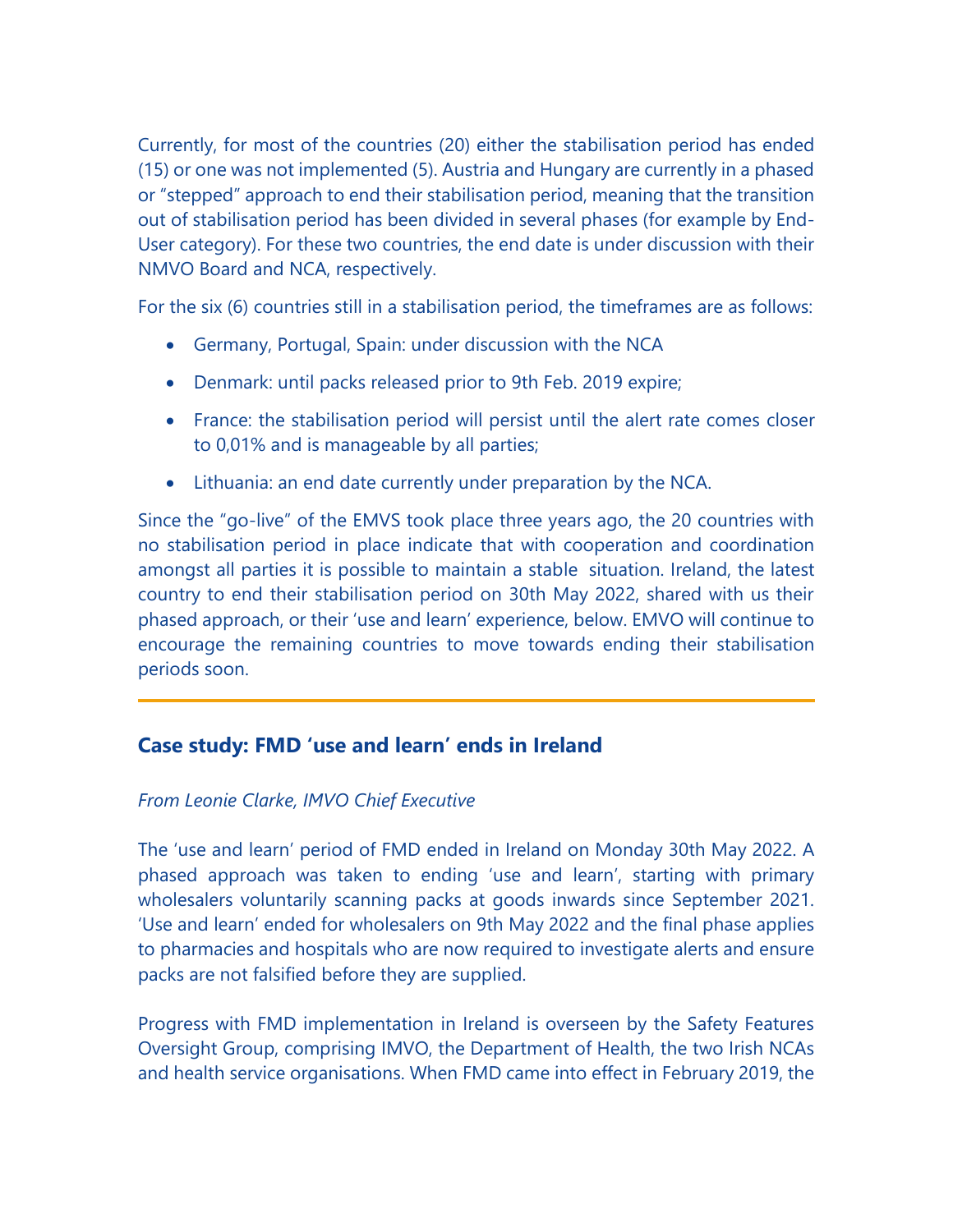Currently, for most of the countries (20) either the stabilisation period has ended (15) or one was not implemented (5). Austria and Hungary are currently in a phased or “stepped” approach to end their stabilisation period, meaning that the transition out of stabilisation period has been divided in several phases (for example by End-User category). For these two countries, the end date is under discussion with their NMVO Board and NCA, respectively.

For the six (6) countries still in a stabilisation period, the timeframes are as follows:

- Germany, Portugal, Spain: under discussion with the NCA
- Denmark: until packs released prior to 9th Feb. 2019 expire;
- France: the stabilisation period will persist until the alert rate comes closer to 0,01% and is manageable by all parties;
- Lithuania: an end date currently under preparation by the NCA.

Since the “go-live” of the EMVS took place three years ago, the 20 countries with no stabilisation period in place indicate that with cooperation and coordination amongst all parties it is possible to maintain a stable situation. Ireland, the latest country to end their stabilisation period on 30th May 2022, shared with us their phased approach, or their ‘use and learn’ experience, below. EMVO will continue to encourage the remaining countries to move towards ending their stabilisation periods soon.

---

### Case study: FMD ‘use and learn’ ends in Ireland

*From Leonie Clarke, IMVO Chief Executive*

The ‘use and learn’ period of FMD ended in Ireland on Monday 30th May 2022. A phased approach was taken to ending ‘use and learn’, starting with primary wholesalers voluntarily scanning packs at goods inwards since September 2021. ‘Use and learn’ ended for wholesalers on 9th May 2022 and the final phase applies to pharmacies and hospitals who are now required to investigate alerts and ensure packs are not falsified before they are supplied.

Progress with FMD implementation in Ireland is overseen by the Safety Features Oversight Group, comprising IMVO, the Department of Health, the two Irish NCAs and health service organisations. When FMD came into effect in February 2019, the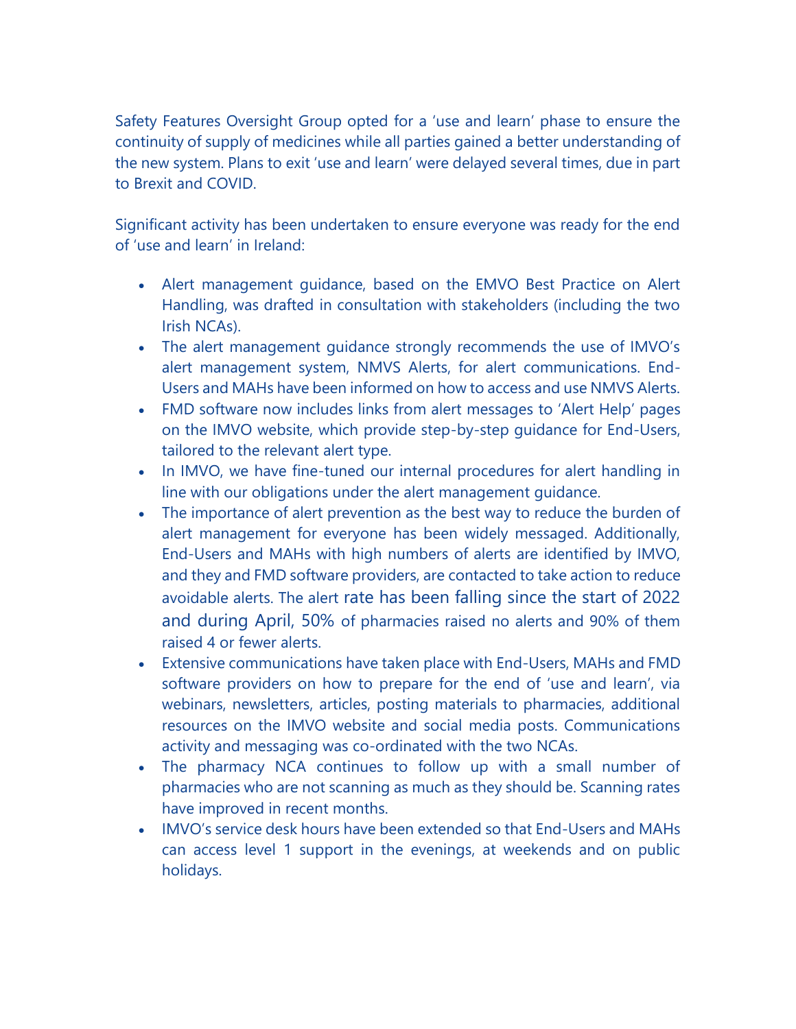Safety Features Oversight Group opted for a 'use and learn' phase to ensure the continuity of supply of medicines while all parties gained a better understanding of the new system. Plans to exit 'use and learn' were delayed several times, due in part to Brexit and COVID.

Significant activity has been undertaken to ensure everyone was ready for the end of 'use and learn' in Ireland:

- Alert management guidance, based on the EMVO Best Practice on Alert Handling, was drafted in consultation with stakeholders (including the two Irish NCAs).
- The alert management guidance strongly recommends the use of IMVO's alert management system, NMVS Alerts, for alert communications. End-Users and MAHs have been informed on how to access and use NMVS Alerts.
- FMD software now includes links from alert messages to 'Alert Help' pages on the IMVO website, which provide step-by-step guidance for End-Users, tailored to the relevant alert type.
- In IMVO, we have fine-tuned our internal procedures for alert handling in line with our obligations under the alert management guidance.
- The importance of alert prevention as the best way to reduce the burden of alert management for everyone has been widely messaged. Additionally, End-Users and MAHs with high numbers of alerts are identified by IMVO, and they and FMD software providers, are contacted to take action to reduce avoidable alerts. The alert rate has been falling since the start of 2022 and during April, 50% of pharmacies raised no alerts and 90% of them raised 4 or fewer alerts.
- Extensive communications have taken place with End-Users, MAHs and FMD software providers on how to prepare for the end of 'use and learn', via webinars, newsletters, articles, posting materials to pharmacies, additional resources on the IMVO website and social media posts. Communications activity and messaging was co-ordinated with the two NCAs.
- The pharmacy NCA continues to follow up with a small number of pharmacies who are not scanning as much as they should be. Scanning rates have improved in recent months.
- IMVO's service desk hours have been extended so that End-Users and MAHs can access level 1 support in the evenings, at weekends and on public holidays.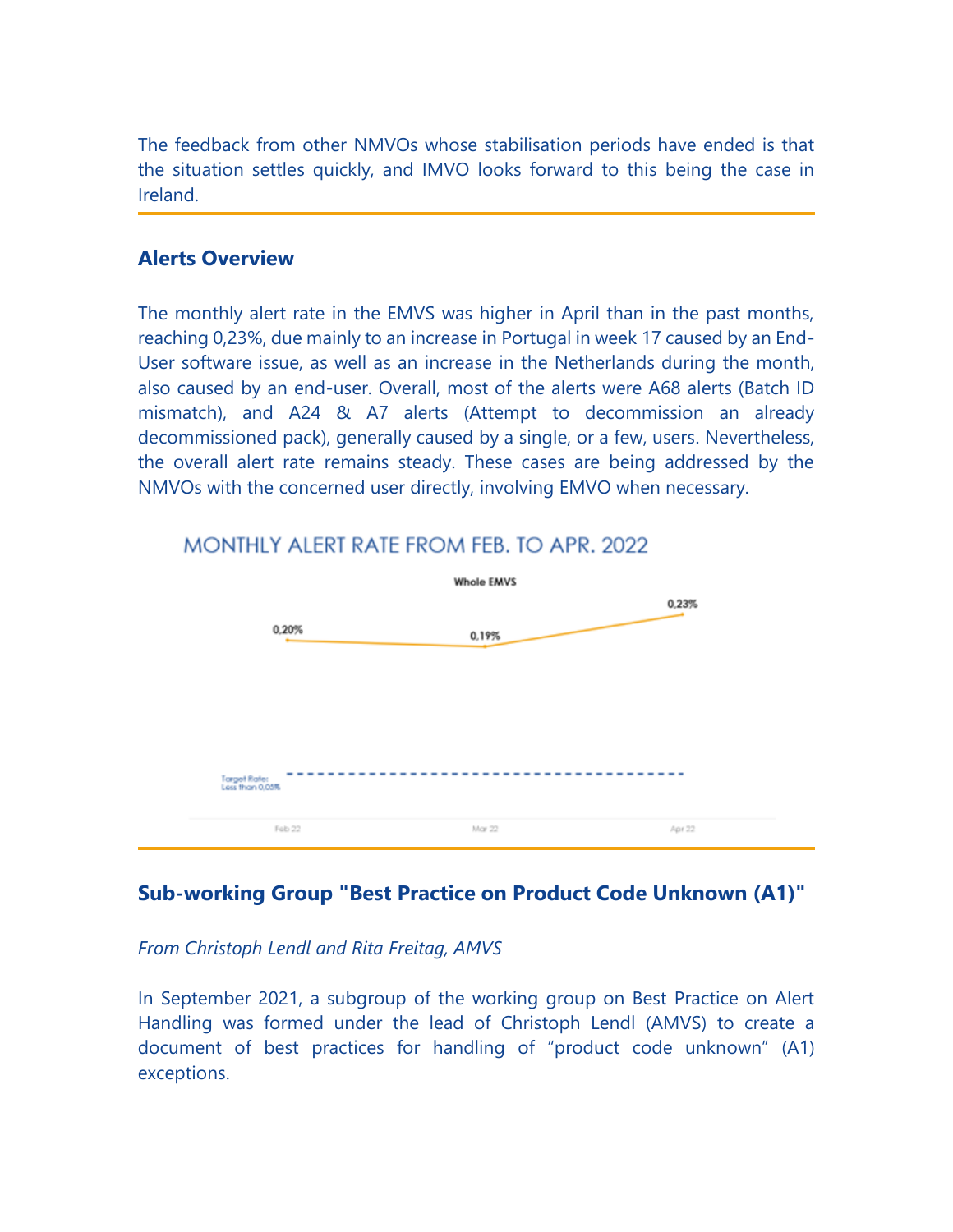The feedback from other NMVOs whose stabilisation periods have ended is that the situation settles quickly, and IMVO looks forward to this being the case in Ireland.

## Alerts Overview

The monthly alert rate in the EMVS was higher in April than in the past months, reaching 0,23%, due mainly to an increase in Portugal in week 17 caused by an End-User software issue, as well as an increase in the Netherlands during the month, also caused by an end-user. Overall, most of the alerts were A68 alerts (Batch ID mismatch), and A24 & A7 alerts (Attempt to decommission an already decommissioned pack), generally caused by a single, or a few, users. Nevertheless, the overall alert rate remains steady. These cases are being addressed by the NMVOs with the concerned user directly, involving EMVO when necessary.

MONTHLY ALERT RATE FROM FEB. TO APR. 2022

Whole EMVS

| | Feb 22 | Mar 22 | Apr 22 |
|---|---|---|---|
| Alert rate | 0,20% | 0,19% | 0,23% |

Target Rate: Less than 0,05%

## Sub-working Group "Best Practice on Product Code Unknown (A1)"

*From Christoph Lendl and Rita Freitag, AMVS*

In September 2021, a subgroup of the working group on Best Practice on Alert Handling was formed under the lead of Christoph Lendl (AMVS) to create a document of best practices for handling of "product code unknown" (A1) exceptions.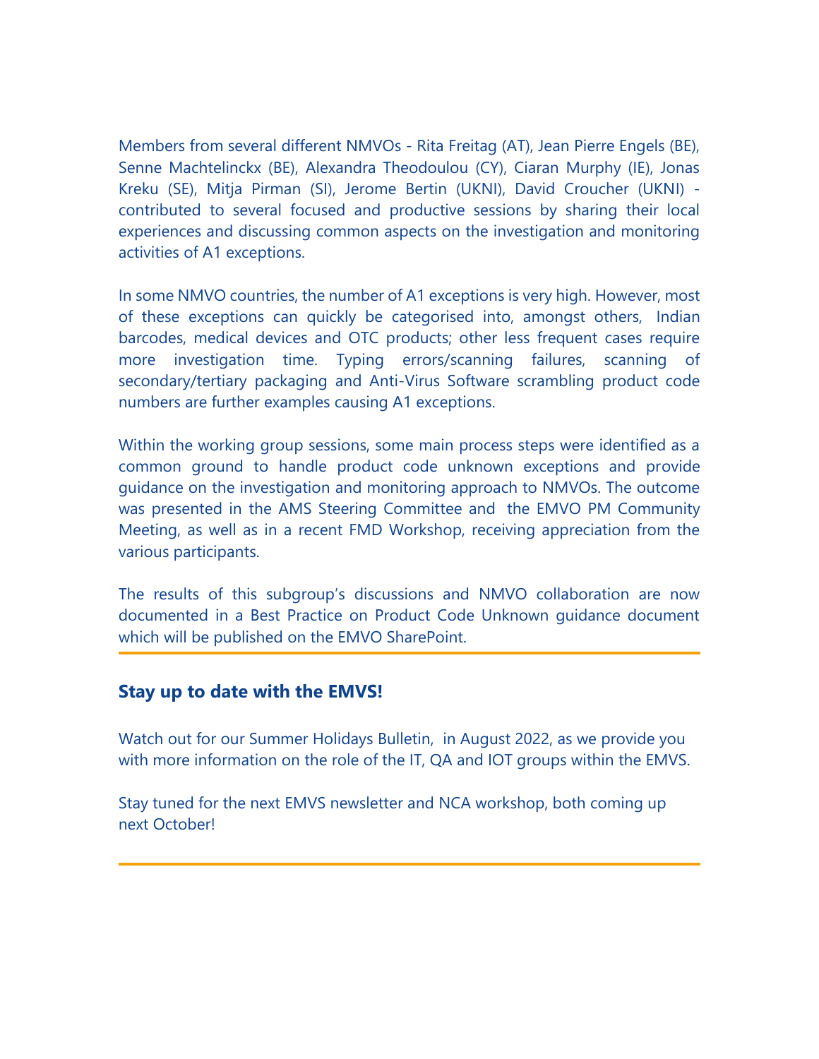Members from several different NMVOs - Rita Freitag (AT), Jean Pierre Engels (BE), Senne Machtelinckx (BE), Alexandra Theodoulou (CY), Ciaran Murphy (IE), Jonas Kreku (SE), Mitja Pirman (SI), Jerome Bertin (UKNI), David Croucher (UKNI) - contributed to several focused and productive sessions by sharing their local experiences and discussing common aspects on the investigation and monitoring activities of A1 exceptions.

In some NMVO countries, the number of A1 exceptions is very high. However, most of these exceptions can quickly be categorised into, amongst others, Indian barcodes, medical devices and OTC products; other less frequent cases require more investigation time. Typing errors/scanning failures, scanning of secondary/tertiary packaging and Anti-Virus Software scrambling product code numbers are further examples causing A1 exceptions.

Within the working group sessions, some main process steps were identified as a common ground to handle product code unknown exceptions and provide guidance on the investigation and monitoring approach to NMVOs. The outcome was presented in the AMS Steering Committee and the EMVO PM Community Meeting, as well as in a recent FMD Workshop, receiving appreciation from the various participants.

The results of this subgroup's discussions and NMVO collaboration are now documented in a Best Practice on Product Code Unknown guidance document which will be published on the EMVO SharePoint.

---

### Stay up to date with the EMVS!

Watch out for our Summer Holidays Bulletin, in August 2022, as we provide you with more information on the role of the IT, QA and IOT groups within the EMVS.

Stay tuned for the next EMVS newsletter and NCA workshop, both coming up next October!

---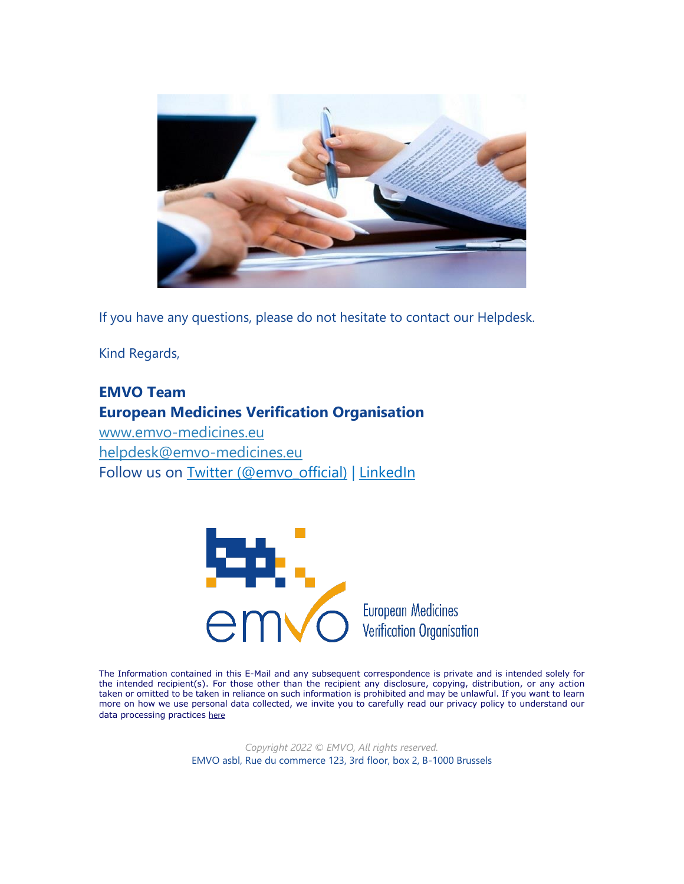If you have any questions, please do not hesitate to contact our Helpdesk.

Kind Regards,

**EMVO Team**
**European Medicines Verification Organisation**
www.emvo-medicines.eu
helpdesk@emvo-medicines.eu
Follow us on Twitter (@emvo_official) | LinkedIn

The Information contained in this E-Mail and any subsequent correspondence is private and is intended solely for the intended recipient(s). For those other than the recipient any disclosure, copying, distribution, or any action taken or omitted to be taken in reliance on such information is prohibited and may be unlawful. If you want to learn more on how we use personal data collected, we invite you to carefully read our privacy policy to understand our data processing practices here

*Copyright 2022 © EMVO, All rights reserved.*
EMVO asbl, Rue du commerce 123, 3rd floor, box 2, B-1000 Brussels